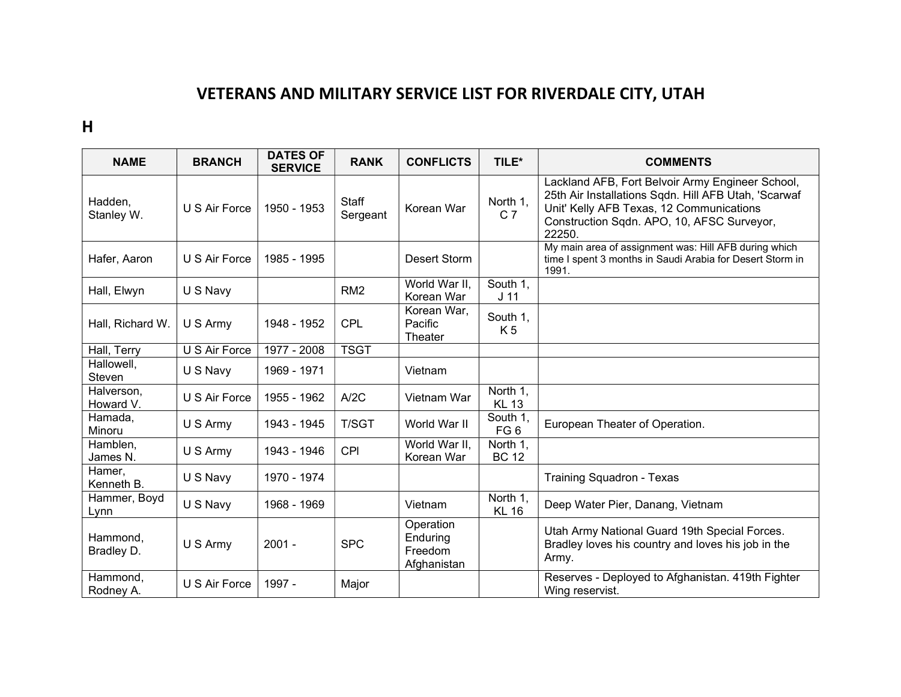# VETERANS AND MILITARY SERVICE LIST FOR RIVERDALE CITY, UTAH

## H

| NAME | BRANCH | DATES OF SERVICE | RANK | CONFLICTS | TILE* | COMMENTS |
|---|---|---|---|---|---|---|
| Hadden, Stanley W. | U S Air Force | 1950 - 1953 | Staff Sergeant | Korean War | North 1, C 7 | Lackland AFB, Fort Belvoir Army Engineer School, 25th Air Installations Sqdn. Hill AFB Utah, 'Scarwaf Unit' Kelly AFB Texas, 12 Communications Construction Sqdn. APO, 10, AFSC Surveyor, 22250. |
| Hafer, Aaron | U S Air Force | 1985 - 1995 | | Desert Storm | | My main area of assignment was: Hill AFB during which time I spent 3 months in Saudi Arabia for Desert Storm in 1991. |
| Hall, Elwyn | U S Navy | | RM2 | World War II, Korean War | South 1, J 11 | |
| Hall, Richard W. | U S Army | 1948 - 1952 | CPL | Korean War, Pacific Theater | South 1, K 5 | |
| Hall, Terry | U S Air Force | 1977 - 2008 | TSGT | | | |
| Hallowell, Steven | U S Navy | 1969 - 1971 | | Vietnam | | |
| Halverson, Howard V. | U S Air Force | 1955 - 1962 | A/2C | Vietnam War | North 1, KL 13 | |
| Hamada, Minoru | U S Army | 1943 - 1945 | T/SGT | World War II | South 1, FG 6 | European Theater of Operation. |
| Hamblen, James N. | U S Army | 1943 - 1946 | CPl | World War II, Korean War | North 1, BC 12 | |
| Hamer, Kenneth B. | U S Navy | 1970 - 1974 | | | | Training Squadron - Texas |
| Hammer, Boyd Lynn | U S Navy | 1968 - 1969 | | Vietnam | North 1, KL 16 | Deep Water Pier, Danang, Vietnam |
| Hammond, Bradley D. | U S Army | 2001 - | SPC | Operation Enduring Freedom Afghanistan | | Utah Army National Guard 19th Special Forces. Bradley loves his country and loves his job in the Army. |
| Hammond, Rodney A. | U S Air Force | 1997 - | Major | | | Reserves - Deployed to Afghanistan. 419th Fighter Wing reservist. |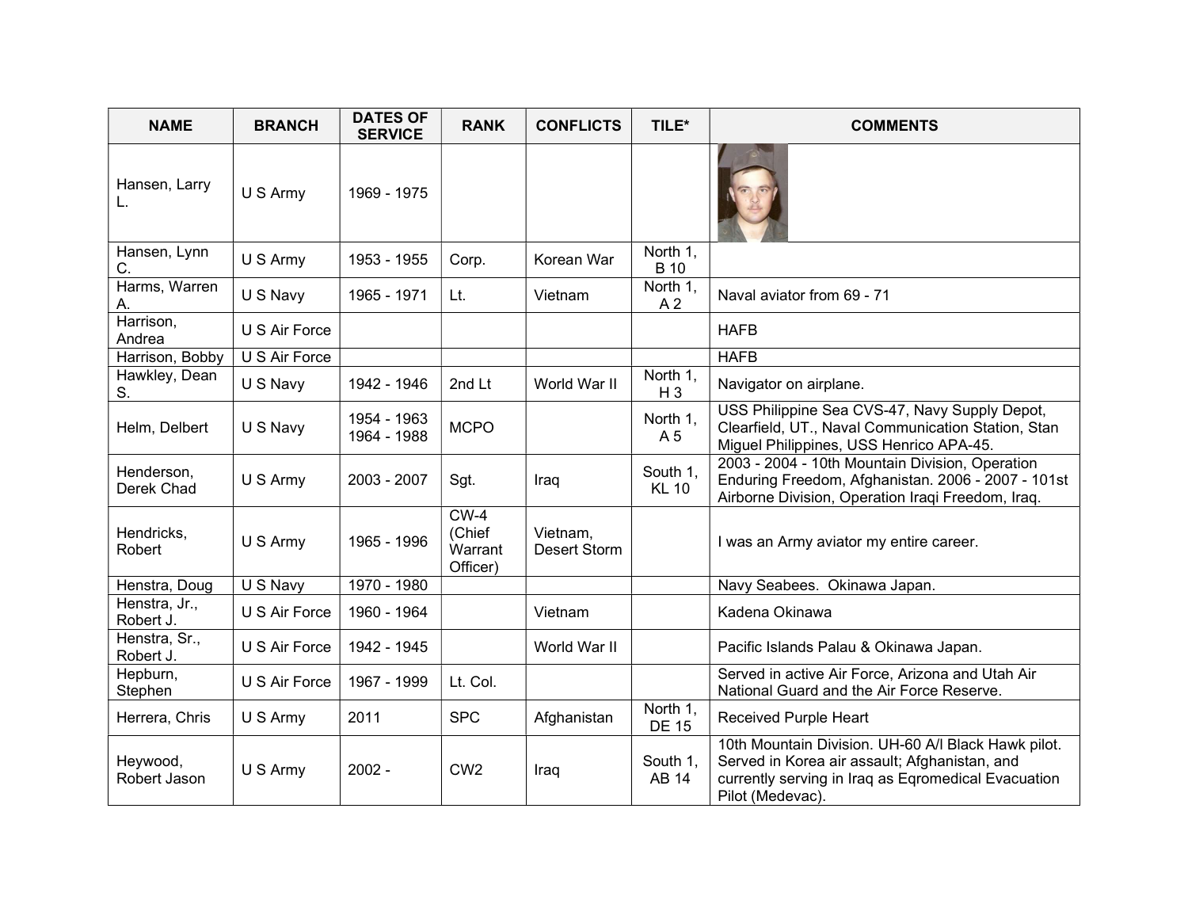| NAME | BRANCH | DATES OF SERVICE | RANK | CONFLICTS | TILE* | COMMENTS |
| --- | --- | --- | --- | --- | --- | --- |
| Hansen, Larry L. | U S Army | 1969 - 1975 | | | | |
| Hansen, Lynn C. | U S Army | 1953 - 1955 | Corp. | Korean War | North 1, B 10 | |
| Harms, Warren A. | U S Navy | 1965 - 1971 | Lt. | Vietnam | North 1, A 2 | Naval aviator from 69 - 71 |
| Harrison, Andrea | U S Air Force | | | | | HAFB |
| Harrison, Bobby | U S Air Force | | | | | HAFB |
| Hawkley, Dean S. | U S Navy | 1942 - 1946 | 2nd Lt | World War II | North 1, H 3 | Navigator on airplane. |
| Helm, Delbert | U S Navy | 1954 - 1963 1964 - 1988 | MCPO | | North 1, A 5 | USS Philippine Sea CVS-47, Navy Supply Depot, Clearfield, UT., Naval Communication Station, Stan Miguel Philippines, USS Henrico APA-45. |
| Henderson, Derek Chad | U S Army | 2003 - 2007 | Sgt. | Iraq | South 1, KL 10 | 2003 - 2004 - 10th Mountain Division, Operation Enduring Freedom, Afghanistan. 2006 - 2007 - 101st Airborne Division, Operation Iraqi Freedom, Iraq. |
| Hendricks, Robert | U S Army | 1965 - 1996 | CW-4 (Chief Warrant Officer) | Vietnam, Desert Storm | | I was an Army aviator my entire career. |
| Henstra, Doug | U S Navy | 1970 - 1980 | | | | Navy Seabees. Okinawa Japan. |
| Henstra, Jr., Robert J. | U S Air Force | 1960 - 1964 | | Vietnam | | Kadena Okinawa |
| Henstra, Sr., Robert J. | U S Air Force | 1942 - 1945 | | World War II | | Pacific Islands Palau & Okinawa Japan. |
| Hepburn, Stephen | U S Air Force | 1967 - 1999 | Lt. Col. | | | Served in active Air Force, Arizona and Utah Air National Guard and the Air Force Reserve. |
| Herrera, Chris | U S Army | 2011 | SPC | Afghanistan | North 1, DE 15 | Received Purple Heart |
| Heywood, Robert Jason | U S Army | 2002 - | CW2 | Iraq | South 1, AB 14 | 10th Mountain Division. UH-60 A/l Black Hawk pilot. Served in Korea air assault; Afghanistan, and currently serving in Iraq as Eqromedical Evacuation Pilot (Medevac). |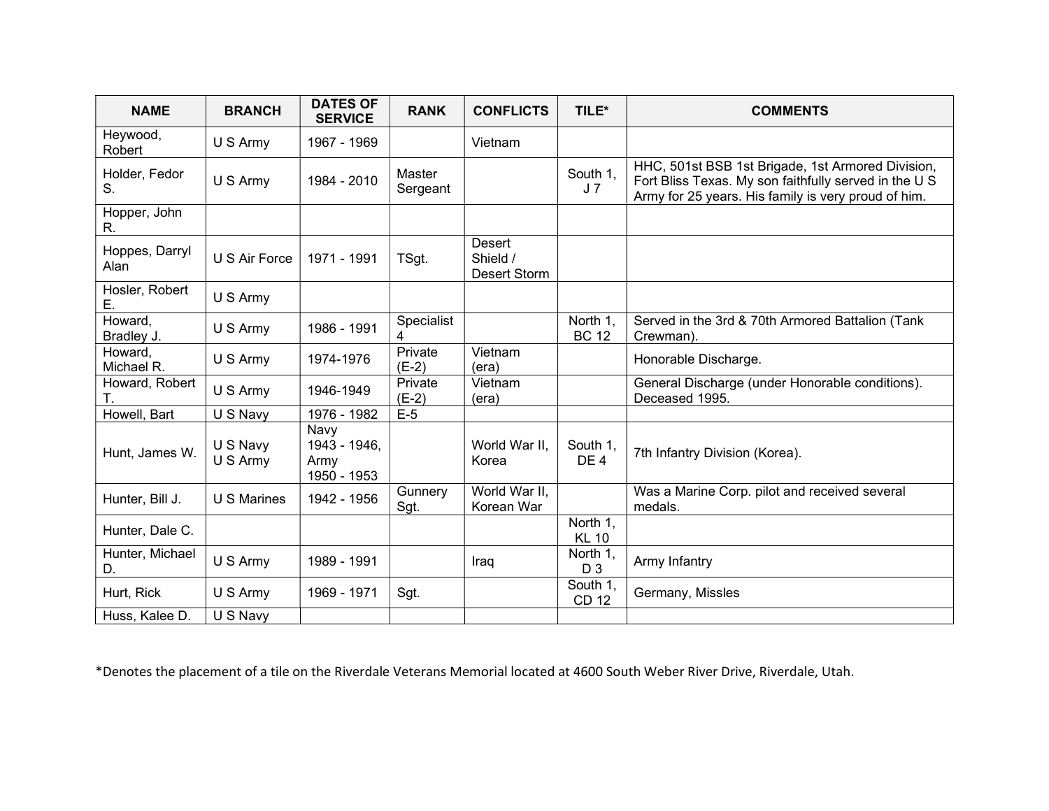| NAME | BRANCH | DATES OF SERVICE | RANK | CONFLICTS | TILE* | COMMENTS |
|---|---|---|---|---|---|---|
| Heywood, Robert | U S Army | 1967 - 1969 | | Vietnam | | |
| Holder, Fedor S. | U S Army | 1984 - 2010 | Master Sergeant | | South 1, J 7 | HHC, 501st BSB 1st Brigade, 1st Armored Division, Fort Bliss Texas. My son faithfully served in the U S Army for 25 years. His family is very proud of him. |
| Hopper, John R. | | | | | | |
| Hoppes, Darryl Alan | U S Air Force | 1971 - 1991 | TSgt. | Desert Shield / Desert Storm | | |
| Hosler, Robert E. | U S Army | | | | | |
| Howard, Bradley J. | U S Army | 1986 - 1991 | Specialist 4 | | North 1, BC 12 | Served in the 3rd & 70th Armored Battalion (Tank Crewman). |
| Howard, Michael R. | U S Army | 1974-1976 | Private (E-2) | Vietnam (era) | | Honorable Discharge. |
| Howard, Robert T. | U S Army | 1946-1949 | Private (E-2) | Vietnam (era) | | General Discharge (under Honorable conditions). Deceased 1995. |
| Howell, Bart | U S Navy | 1976 - 1982 | E-5 | | | |
| Hunt, James W. | U S Navy U S Army | Navy 1943 - 1946, Army 1950 - 1953 | | World War II, Korea | South 1, DE 4 | 7th Infantry Division (Korea). |
| Hunter, Bill J. | U S Marines | 1942 - 1956 | Gunnery Sgt. | World War II, Korean War | | Was a Marine Corp. pilot and received several medals. |
| Hunter, Dale C. | | | | | North 1, KL 10 | |
| Hunter, Michael D. | U S Army | 1989 - 1991 | | Iraq | North 1, D 3 | Army Infantry |
| Hurt, Rick | U S Army | 1969 - 1971 | Sgt. | | South 1, CD 12 | Germany, Missles |
| Huss, Kalee D. | U S Navy | | | | | |

*Denotes the placement of a tile on the Riverdale Veterans Memorial located at 4600 South Weber River Drive, Riverdale, Utah.